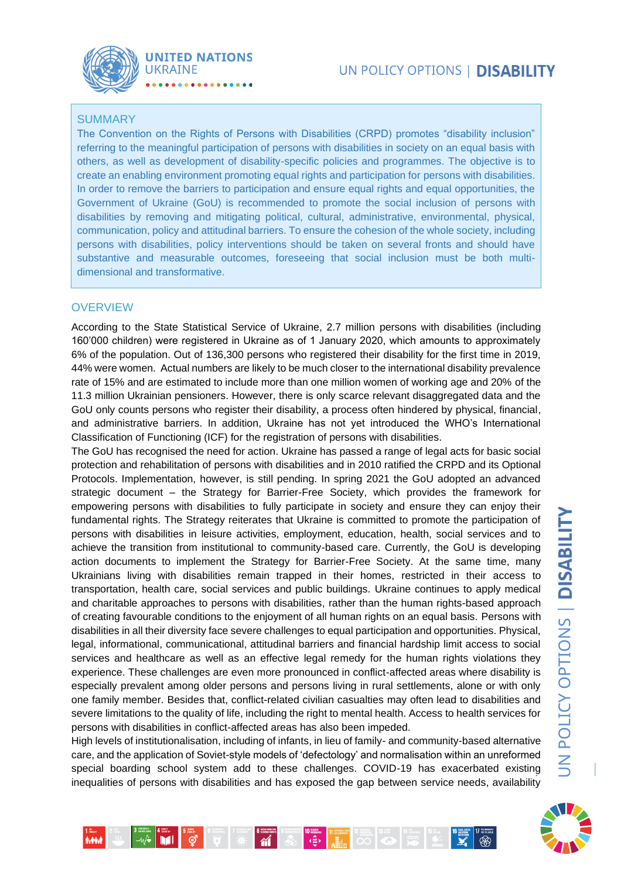# UN POLICY OPTIONS | DISABILITY

## SUMMARY

The Convention on the Rights of Persons with Disabilities (CRPD) promotes "disability inclusion" referring to the meaningful participation of persons with disabilities in society on an equal basis with others, as well as development of disability-specific policies and programmes. The objective is to create an enabling environment promoting equal rights and participation for persons with disabilities. In order to remove the barriers to participation and ensure equal rights and equal opportunities, the Government of Ukraine (GoU) is recommended to promote the social inclusion of persons with disabilities by removing and mitigating political, cultural, administrative, environmental, physical, communication, policy and attitudinal barriers. To ensure the cohesion of the whole society, including persons with disabilities, policy interventions should be taken on several fronts and should have substantive and measurable outcomes, foreseeing that social inclusion must be both multi-dimensional and transformative.

## OVERVIEW

According to the State Statistical Service of Ukraine, 2.7 million persons with disabilities (including 160'000 children) were registered in Ukraine as of 1 January 2020, which amounts to approximately 6% of the population. Out of 136,300 persons who registered their disability for the first time in 2019, 44% were women. Actual numbers are likely to be much closer to the international disability prevalence rate of 15% and are estimated to include more than one million women of working age and 20% of the 11.3 million Ukrainian pensioners. However, there is only scarce relevant disaggregated data and the GoU only counts persons who register their disability, a process often hindered by physical, financial, and administrative barriers. In addition, Ukraine has not yet introduced the WHO's International Classification of Functioning (ICF) for the registration of persons with disabilities.

The GoU has recognised the need for action. Ukraine has passed a range of legal acts for basic social protection and rehabilitation of persons with disabilities and in 2010 ratified the CRPD and its Optional Protocols. Implementation, however, is still pending. In spring 2021 the GoU adopted an advanced strategic document – the Strategy for Barrier-Free Society, which provides the framework for empowering persons with disabilities to fully participate in society and ensure they can enjoy their fundamental rights. The Strategy reiterates that Ukraine is committed to promote the participation of persons with disabilities in leisure activities, employment, education, health, social services and to achieve the transition from institutional to community-based care. Currently, the GoU is developing action documents to implement the Strategy for Barrier-Free Society. At the same time, many Ukrainians living with disabilities remain trapped in their homes, restricted in their access to transportation, health care, social services and public buildings. Ukraine continues to apply medical and charitable approaches to persons with disabilities, rather than the human rights-based approach of creating favourable conditions to the enjoyment of all human rights on an equal basis. Persons with disabilities in all their diversity face severe challenges to equal participation and opportunities. Physical, legal, informational, communicational, attitudinal barriers and financial hardship limit access to social services and healthcare as well as an effective legal remedy for the human rights violations they experience. These challenges are even more pronounced in conflict-affected areas where disability is especially prevalent among older persons and persons living in rural settlements, alone or with only one family member. Besides that, conflict-related civilian casualties may often lead to disabilities and severe limitations to the quality of life, including the right to mental health. Access to health services for persons with disabilities in conflict-affected areas has also been impeded.

High levels of institutionalisation, including of infants, in lieu of family- and community-based alternative care, and the application of Soviet-style models of 'defectology' and normalisation within an unreformed special boarding school system add to these challenges. COVID-19 has exacerbated existing inequalities of persons with disabilities and has exposed the gap between service needs, availability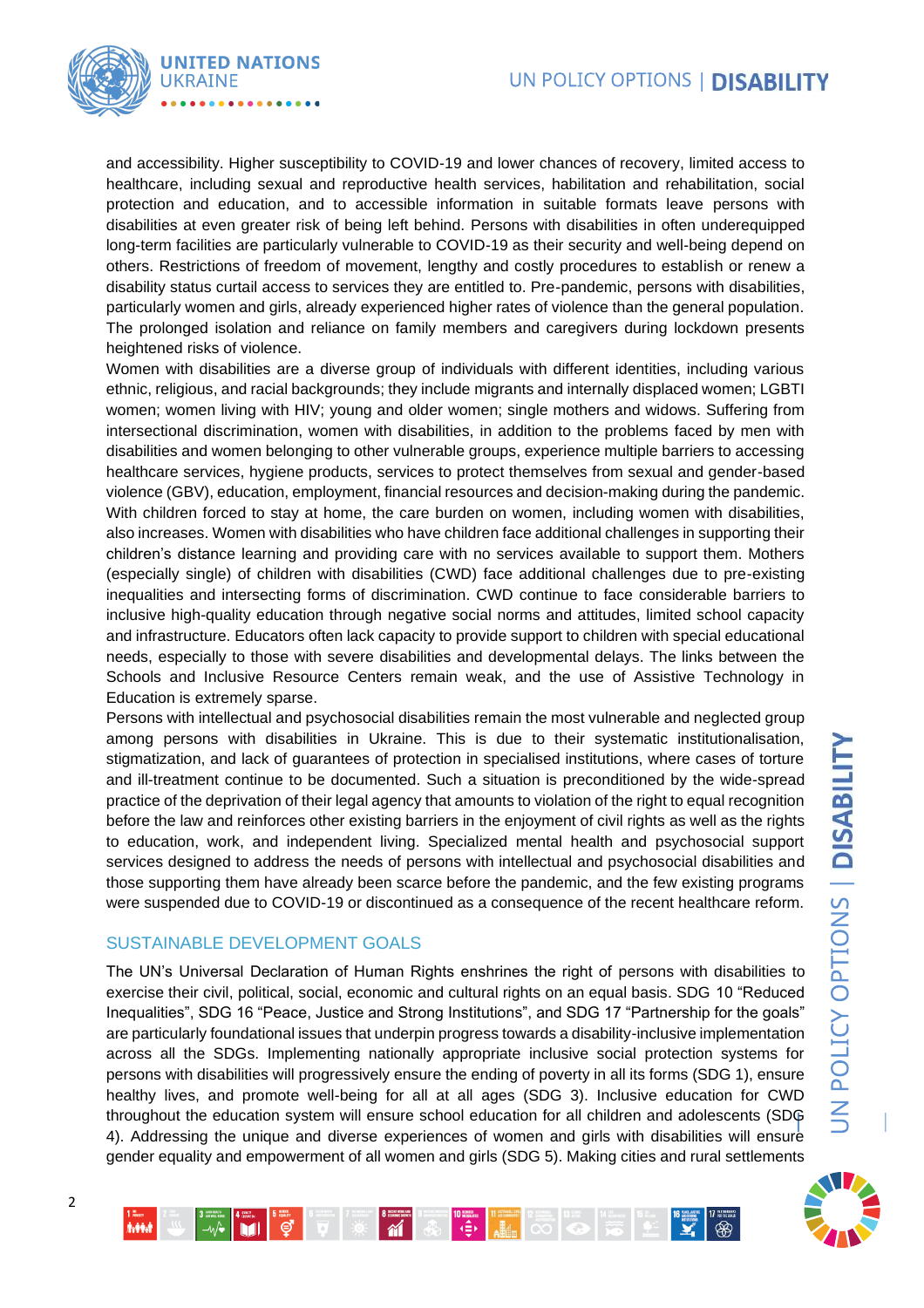and accessibility. Higher susceptibility to COVID-19 and lower chances of recovery, limited access to healthcare, including sexual and reproductive health services, habilitation and rehabilitation, social protection and education, and to accessible information in suitable formats leave persons with disabilities at even greater risk of being left behind. Persons with disabilities in often underequipped long-term facilities are particularly vulnerable to COVID-19 as their security and well-being depend on others. Restrictions of freedom of movement, lengthy and costly procedures to establish or renew a disability status curtail access to services they are entitled to. Pre-pandemic, persons with disabilities, particularly women and girls, already experienced higher rates of violence than the general population. The prolonged isolation and reliance on family members and caregivers during lockdown presents heightened risks of violence.

Women with disabilities are a diverse group of individuals with different identities, including various ethnic, religious, and racial backgrounds; they include migrants and internally displaced women; LGBTI women; women living with HIV; young and older women; single mothers and widows. Suffering from intersectional discrimination, women with disabilities, in addition to the problems faced by men with disabilities and women belonging to other vulnerable groups, experience multiple barriers to accessing healthcare services, hygiene products, services to protect themselves from sexual and gender-based violence (GBV), education, employment, financial resources and decision-making during the pandemic. With children forced to stay at home, the care burden on women, including women with disabilities, also increases. Women with disabilities who have children face additional challenges in supporting their children's distance learning and providing care with no services available to support them. Mothers (especially single) of children with disabilities (CWD) face additional challenges due to pre-existing inequalities and intersecting forms of discrimination. CWD continue to face considerable barriers to inclusive high-quality education through negative social norms and attitudes, limited school capacity and infrastructure. Educators often lack capacity to provide support to children with special educational needs, especially to those with severe disabilities and developmental delays. The links between the Schools and Inclusive Resource Centers remain weak, and the use of Assistive Technology in Education is extremely sparse.

Persons with intellectual and psychosocial disabilities remain the most vulnerable and neglected group among persons with disabilities in Ukraine. This is due to their systematic institutionalisation, stigmatization, and lack of guarantees of protection in specialised institutions, where cases of torture and ill-treatment continue to be documented. Such a situation is preconditioned by the wide-spread practice of the deprivation of their legal agency that amounts to violation of the right to equal recognition before the law and reinforces other existing barriers in the enjoyment of civil rights as well as the rights to education, work, and independent living. Specialized mental health and psychosocial support services designed to address the needs of persons with intellectual and psychosocial disabilities and those supporting them have already been scarce before the pandemic, and the few existing programs were suspended due to COVID-19 or discontinued as a consequence of the recent healthcare reform.

## SUSTAINABLE DEVELOPMENT GOALS

The UN's Universal Declaration of Human Rights enshrines the right of persons with disabilities to exercise their civil, political, social, economic and cultural rights on an equal basis. SDG 10 "Reduced Inequalities", SDG 16 "Peace, Justice and Strong Institutions", and SDG 17 "Partnership for the goals" are particularly foundational issues that underpin progress towards a disability-inclusive implementation across all the SDGs. Implementing nationally appropriate inclusive social protection systems for persons with disabilities will progressively ensure the ending of poverty in all its forms (SDG 1), ensure healthy lives, and promote well-being for all at all ages (SDG 3). Inclusive education for CWD throughout the education system will ensure school education for all children and adolescents (SDG 4). Addressing the unique and diverse experiences of women and girls with disabilities will ensure gender equality and empowerment of all women and girls (SDG 5). Making cities and rural settlements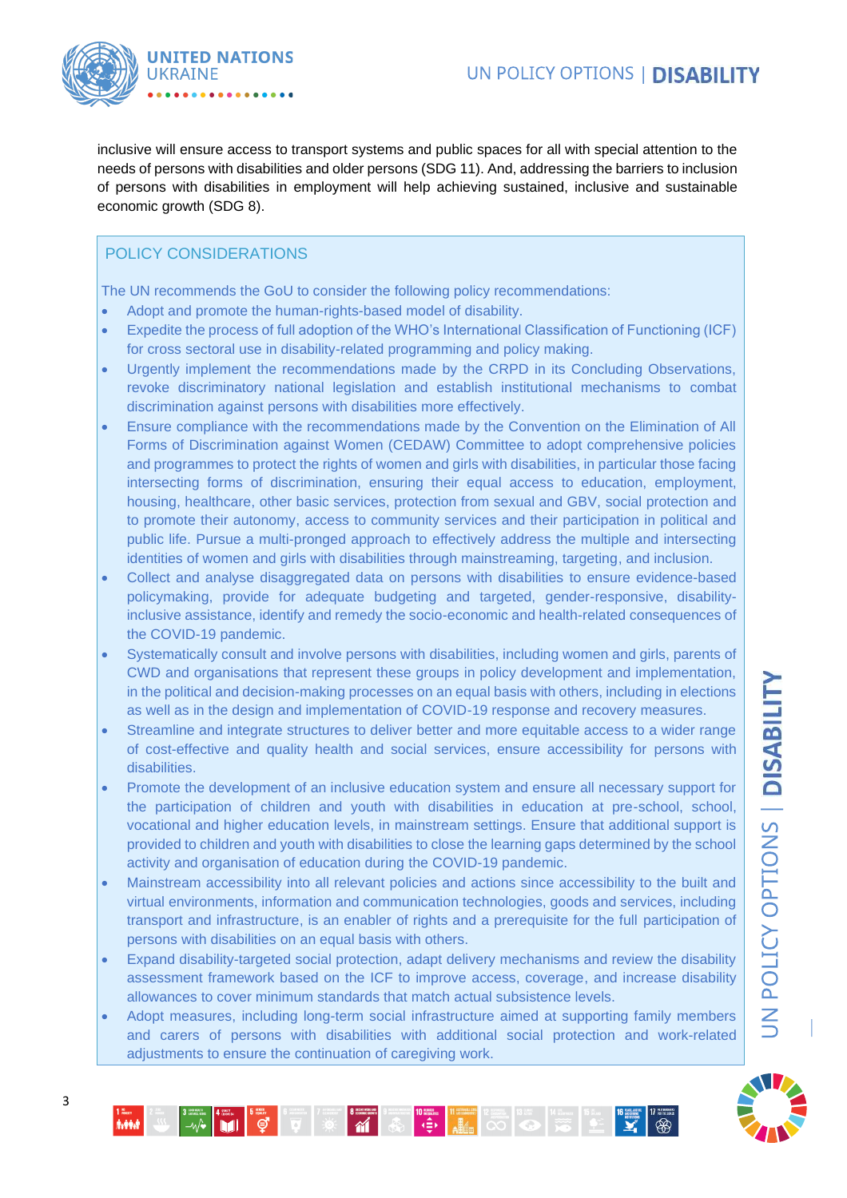inclusive will ensure access to transport systems and public spaces for all with special attention to the needs of persons with disabilities and older persons (SDG 11). And, addressing the barriers to inclusion of persons with disabilities in employment will help achieving sustained, inclusive and sustainable economic growth (SDG 8).

## POLICY CONSIDERATIONS

The UN recommends the GoU to consider the following policy recommendations:

- Adopt and promote the human-rights-based model of disability.
- Expedite the process of full adoption of the WHO's International Classification of Functioning (ICF) for cross sectoral use in disability-related programming and policy making.
- Urgently implement the recommendations made by the CRPD in its Concluding Observations, revoke discriminatory national legislation and establish institutional mechanisms to combat discrimination against persons with disabilities more effectively.
- Ensure compliance with the recommendations made by the Convention on the Elimination of All Forms of Discrimination against Women (CEDAW) Committee to adopt comprehensive policies and programmes to protect the rights of women and girls with disabilities, in particular those facing intersecting forms of discrimination, ensuring their equal access to education, employment, housing, healthcare, other basic services, protection from sexual and GBV, social protection and to promote their autonomy, access to community services and their participation in political and public life. Pursue a multi-pronged approach to effectively address the multiple and intersecting identities of women and girls with disabilities through mainstreaming, targeting, and inclusion.
- Collect and analyse disaggregated data on persons with disabilities to ensure evidence-based policymaking, provide for adequate budgeting and targeted, gender-responsive, disability-inclusive assistance, identify and remedy the socio-economic and health-related consequences of the COVID-19 pandemic.
- Systematically consult and involve persons with disabilities, including women and girls, parents of CWD and organisations that represent these groups in policy development and implementation, in the political and decision-making processes on an equal basis with others, including in elections as well as in the design and implementation of COVID-19 response and recovery measures.
- Streamline and integrate structures to deliver better and more equitable access to a wider range of cost-effective and quality health and social services, ensure accessibility for persons with disabilities.
- Promote the development of an inclusive education system and ensure all necessary support for the participation of children and youth with disabilities in education at pre-school, school, vocational and higher education levels, in mainstream settings. Ensure that additional support is provided to children and youth with disabilities to close the learning gaps determined by the school activity and organisation of education during the COVID-19 pandemic.
- Mainstream accessibility into all relevant policies and actions since accessibility to the built and virtual environments, information and communication technologies, goods and services, including transport and infrastructure, is an enabler of rights and a prerequisite for the full participation of persons with disabilities on an equal basis with others.
- Expand disability-targeted social protection, adapt delivery mechanisms and review the disability assessment framework based on the ICF to improve access, coverage, and increase disability allowances to cover minimum standards that match actual subsistence levels.
- Adopt measures, including long-term social infrastructure aimed at supporting family members and carers of persons with disabilities with additional social protection and work-related adjustments to ensure the continuation of caregiving work.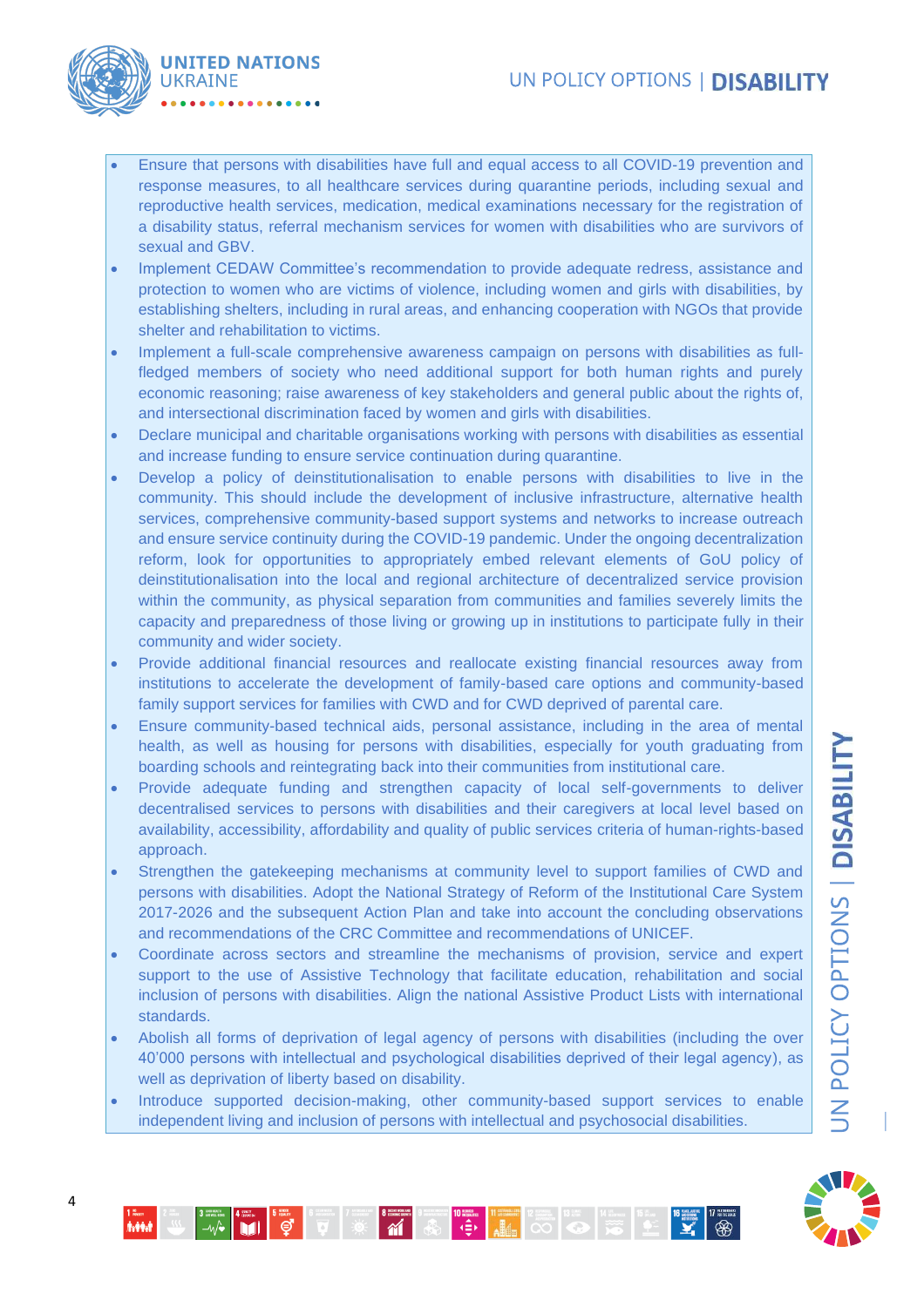- Ensure that persons with disabilities have full and equal access to all COVID-19 prevention and response measures, to all healthcare services during quarantine periods, including sexual and reproductive health services, medication, medical examinations necessary for the registration of a disability status, referral mechanism services for women with disabilities who are survivors of sexual and GBV.
- Implement CEDAW Committee's recommendation to provide adequate redress, assistance and protection to women who are victims of violence, including women and girls with disabilities, by establishing shelters, including in rural areas, and enhancing cooperation with NGOs that provide shelter and rehabilitation to victims.
- Implement a full-scale comprehensive awareness campaign on persons with disabilities as full-fledged members of society who need additional support for both human rights and purely economic reasoning; raise awareness of key stakeholders and general public about the rights of, and intersectional discrimination faced by women and girls with disabilities.
- Declare municipal and charitable organisations working with persons with disabilities as essential and increase funding to ensure service continuation during quarantine.
- Develop a policy of deinstitutionalisation to enable persons with disabilities to live in the community. This should include the development of inclusive infrastructure, alternative health services, comprehensive community-based support systems and networks to increase outreach and ensure service continuity during the COVID-19 pandemic. Under the ongoing decentralization reform, look for opportunities to appropriately embed relevant elements of GoU policy of deinstitutionalisation into the local and regional architecture of decentralized service provision within the community, as physical separation from communities and families severely limits the capacity and preparedness of those living or growing up in institutions to participate fully in their community and wider society.
- Provide additional financial resources and reallocate existing financial resources away from institutions to accelerate the development of family-based care options and community-based family support services for families with CWD and for CWD deprived of parental care.
- Ensure community-based technical aids, personal assistance, including in the area of mental health, as well as housing for persons with disabilities, especially for youth graduating from boarding schools and reintegrating back into their communities from institutional care.
- Provide adequate funding and strengthen capacity of local self-governments to deliver decentralised services to persons with disabilities and their caregivers at local level based on availability, accessibility, affordability and quality of public services criteria of human-rights-based approach.
- Strengthen the gatekeeping mechanisms at community level to support families of CWD and persons with disabilities. Adopt the National Strategy of Reform of the Institutional Care System 2017-2026 and the subsequent Action Plan and take into account the concluding observations and recommendations of the CRC Committee and recommendations of UNICEF.
- Coordinate across sectors and streamline the mechanisms of provision, service and expert support to the use of Assistive Technology that facilitate education, rehabilitation and social inclusion of persons with disabilities. Align the national Assistive Product Lists with international standards.
- Abolish all forms of deprivation of legal agency of persons with disabilities (including the over 40'000 persons with intellectual and psychological disabilities deprived of their legal agency), as well as deprivation of liberty based on disability.
- Introduce supported decision-making, other community-based support services to enable independent living and inclusion of persons with intellectual and psychosocial disabilities.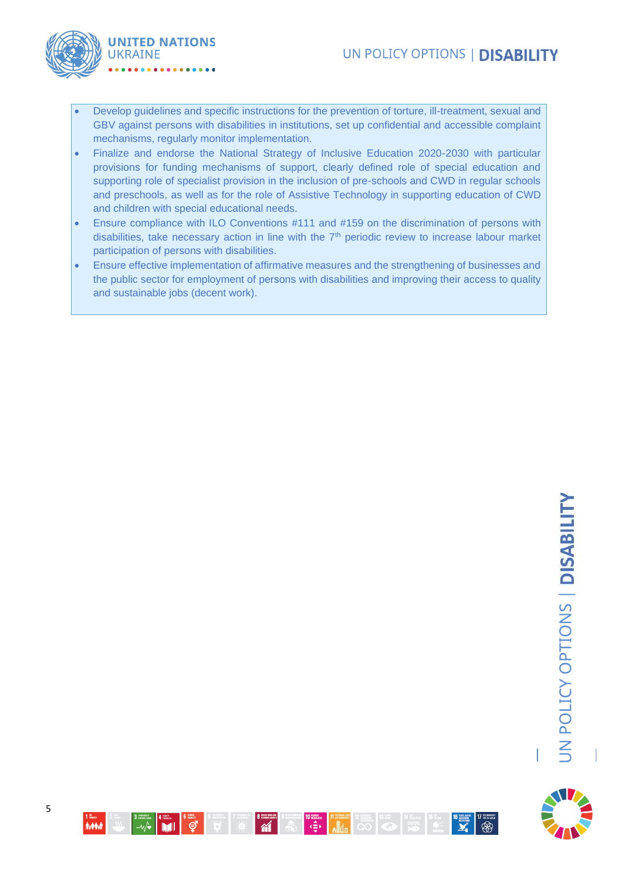- Develop guidelines and specific instructions for the prevention of torture, ill-treatment, sexual and GBV against persons with disabilities in institutions, set up confidential and accessible complaint mechanisms, regularly monitor implementation.
- Finalize and endorse the National Strategy of Inclusive Education 2020-2030 with particular provisions for funding mechanisms of support, clearly defined role of special education and supporting role of specialist provision in the inclusion of pre-schools and CWD in regular schools and preschools, as well as for the role of Assistive Technology in supporting education of CWD and children with special educational needs.
- Ensure compliance with ILO Conventions #111 and #159 on the discrimination of persons with disabilities, take necessary action in line with the 7th periodic review to increase labour market participation of persons with disabilities.
- Ensure effective implementation of affirmative measures and the strengthening of businesses and the public sector for employment of persons with disabilities and improving their access to quality and sustainable jobs (decent work).